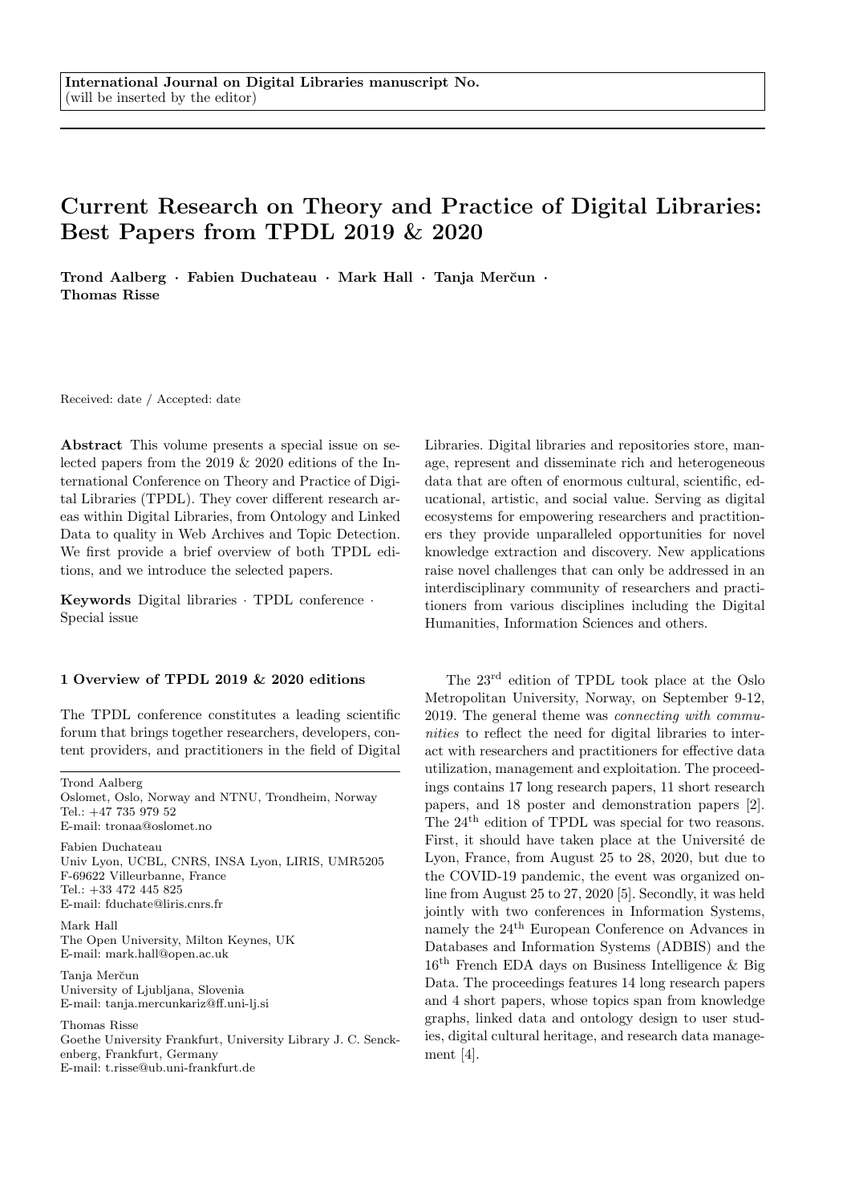**International Journal on Digital Libraries manuscript No.**
(will be inserted by the editor)

# Current Research on Theory and Practice of Digital Libraries: Best Papers from TPDL 2019 & 2020

**Trond Aalberg · Fabien Duchateau · Mark Hall · Tanja Merčun · Thomas Risse**

Received: date / Accepted: date

**Abstract** This volume presents a special issue on selected papers from the 2019 & 2020 editions of the International Conference on Theory and Practice of Digital Libraries (TPDL). They cover different research areas within Digital Libraries, from Ontology and Linked Data to quality in Web Archives and Topic Detection. We first provide a brief overview of both TPDL editions, and we introduce the selected papers.

**Keywords** Digital libraries · TPDL conference · Special issue

Trond Aalberg
Oslomet, Oslo, Norway and NTNU, Trondheim, Norway
Tel.: +47 735 979 52
E-mail: tronaa@oslomet.no

Fabien Duchateau
Univ Lyon, UCBL, CNRS, INSA Lyon, LIRIS, UMR5205
F-69622 Villeurbanne, France
Tel.: +33 472 445 825
E-mail: fduchate@liris.cnrs.fr

Mark Hall
The Open University, Milton Keynes, UK
E-mail: mark.hall@open.ac.uk

Tanja Merčun
University of Ljubljana, Slovenia
E-mail: tanja.mercunkariz@ff.uni-lj.si

Thomas Risse
Goethe University Frankfurt, University Library J. C. Senckenberg, Frankfurt, Germany
E-mail: t.risse@ub.uni-frankfurt.de

## 1 Overview of TPDL 2019 & 2020 editions

The TPDL conference constitutes a leading scientific forum that brings together researchers, developers, content providers, and practitioners in the field of Digital Libraries. Digital libraries and repositories store, manage, represent and disseminate rich and heterogeneous data that are often of enormous cultural, scientific, educational, artistic, and social value. Serving as digital ecosystems for empowering researchers and practitioners they provide unparalleled opportunities for novel knowledge extraction and discovery. New applications raise novel challenges that can only be addressed in an interdisciplinary community of researchers and practitioners from various disciplines including the Digital Humanities, Information Sciences and others.

The 23rd edition of TPDL took place at the Oslo Metropolitan University, Norway, on September 9-12, 2019. The general theme was *connecting with communities* to reflect the need for digital libraries to interact with researchers and practitioners for effective data utilization, management and exploitation. The proceedings contains 17 long research papers, 11 short research papers, and 18 poster and demonstration papers [2]. The 24th edition of TPDL was special for two reasons. First, it should have taken place at the Université de Lyon, France, from August 25 to 28, 2020, but due to the COVID-19 pandemic, the event was organized online from August 25 to 27, 2020 [5]. Secondly, it was held jointly with two conferences in Information Systems, namely the 24th European Conference on Advances in Databases and Information Systems (ADBIS) and the 16th French EDA days on Business Intelligence & Big Data. The proceedings features 14 long research papers and 4 short papers, whose topics span from knowledge graphs, linked data and ontology design to user studies, digital cultural heritage, and research data management [4].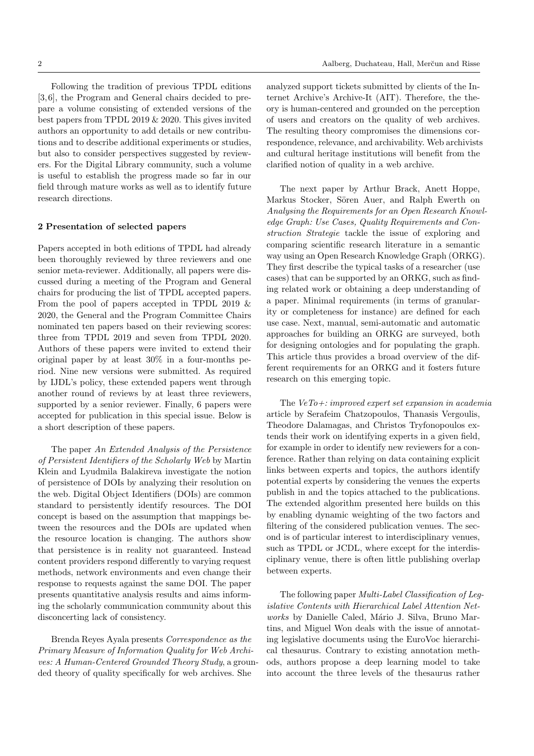Following the tradition of previous TPDL editions [3,6], the Program and General chairs decided to prepare a volume consisting of extended versions of the best papers from TPDL 2019 & 2020. This gives invited authors an opportunity to add details or new contributions and to describe additional experiments or studies, but also to consider perspectives suggested by reviewers. For the Digital Library community, such a volume is useful to establish the progress made so far in our field through mature works as well as to identify future research directions.

## 2 Presentation of selected papers

Papers accepted in both editions of TPDL had already been thoroughly reviewed by three reviewers and one senior meta-reviewer. Additionally, all papers were discussed during a meeting of the Program and General chairs for producing the list of TPDL accepted papers. From the pool of papers accepted in TPDL 2019 & 2020, the General and the Program Committee Chairs nominated ten papers based on their reviewing scores: three from TPDL 2019 and seven from TPDL 2020. Authors of these papers were invited to extend their original paper by at least 30% in a four-months period. Nine new versions were submitted. As required by IJDL's policy, these extended papers went through another round of reviews by at least three reviewers, supported by a senior reviewer. Finally, 6 papers were accepted for publication in this special issue. Below is a short description of these papers.

The paper *An Extended Analysis of the Persistence of Persistent Identifiers of the Scholarly Web* by Martin Klein and Lyudmila Balakireva investigate the notion of persistence of DOIs by analyzing their resolution on the web. Digital Object Identifiers (DOIs) are common standard to persistently identify resources. The DOI concept is based on the assumption that mappings between the resources and the DOIs are updated when the resource location is changing. The authors show that persistence is in reality not guaranteed. Instead content providers respond differently to varying request methods, network environments and even change their response to requests against the same DOI. The paper presents quantitative analysis results and aims informing the scholarly communication community about this disconcerting lack of consistency.

Brenda Reyes Ayala presents *Correspondence as the Primary Measure of Information Quality for Web Archives: A Human-Centered Grounded Theory Study*, a grounded theory of quality specifically for web archives. She analyzed support tickets submitted by clients of the Internet Archive's Archive-It (AIT). Therefore, the theory is human-centered and grounded on the perception of users and creators on the quality of web archives. The resulting theory compromises the dimensions correspondence, relevance, and archivability. Web archivists and cultural heritage institutions will benefit from the clarified notion of quality in a web archive.

The next paper by Arthur Brack, Anett Hoppe, Markus Stocker, Sören Auer, and Ralph Ewerth on *Analysing the Requirements for an Open Research Knowledge Graph: Use Cases, Quality Requirements and Construction Strategie* tackle the issue of exploring and comparing scientific research literature in a semantic way using an Open Research Knowledge Graph (ORKG). They first describe the typical tasks of a researcher (use cases) that can be supported by an ORKG, such as finding related work or obtaining a deep understanding of a paper. Minimal requirements (in terms of granularity or completeness for instance) are defined for each use case. Next, manual, semi-automatic and automatic approaches for building an ORKG are surveyed, both for designing ontologies and for populating the graph. This article thus provides a broad overview of the different requirements for an ORKG and it fosters future research on this emerging topic.

The *VeTo+: improved expert set expansion in academia* article by Serafeim Chatzopoulos, Thanasis Vergoulis, Theodore Dalamagas, and Christos Tryfonopoulos extends their work on identifying experts in a given field, for example in order to identify new reviewers for a conference. Rather than relying on data containing explicit links between experts and topics, the authors identify potential experts by considering the venues the experts publish in and the topics attached to the publications. The extended algorithm presented here builds on this by enabling dynamic weighting of the two factors and filtering of the considered publication venues. The second is of particular interest to interdisciplinary venues, such as TPDL or JCDL, where except for the interdisciplinary venue, there is often little publishing overlap between experts.

The following paper *Multi-Label Classification of Legislative Contents with Hierarchical Label Attention Networks* by Danielle Caled, Mário J. Silva, Bruno Martins, and Miguel Won deals with the issue of annotating legislative documents using the EuroVoc hierarchical thesaurus. Contrary to existing annotation methods, authors propose a deep learning model to take into account the three levels of the thesaurus rather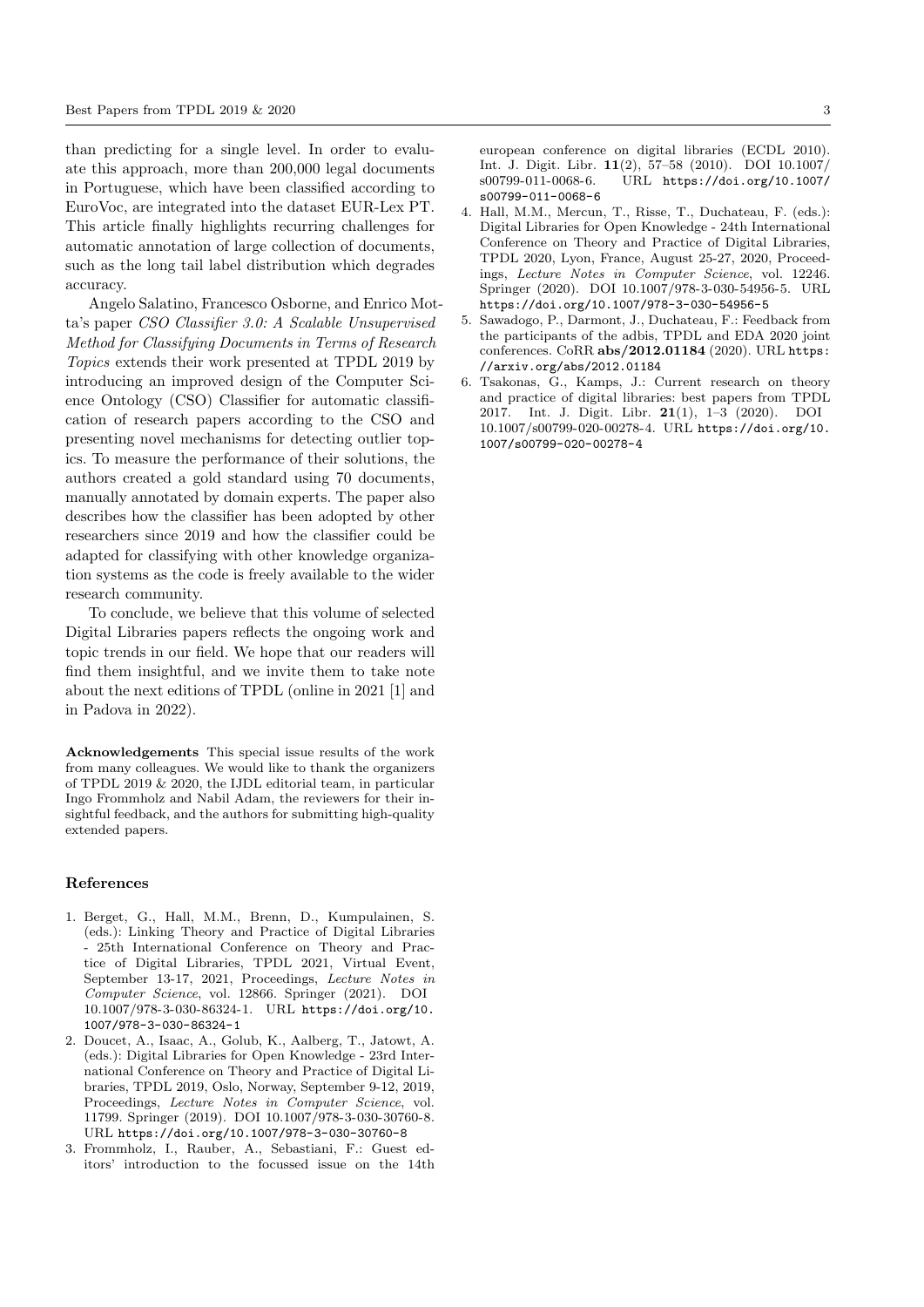than predicting for a single level. In order to evaluate this approach, more than 200,000 legal documents in Portuguese, which have been classified according to EuroVoc, are integrated into the dataset EUR-Lex PT. This article finally highlights recurring challenges for automatic annotation of large collection of documents, such as the long tail label distribution which degrades accuracy.

Angelo Salatino, Francesco Osborne, and Enrico Motta's paper *CSO Classifier 3.0: A Scalable Unsupervised Method for Classifying Documents in Terms of Research Topics* extends their work presented at TPDL 2019 by introducing an improved design of the Computer Science Ontology (CSO) Classifier for automatic classification of research papers according to the CSO and presenting novel mechanisms for detecting outlier topics. To measure the performance of their solutions, the authors created a gold standard using 70 documents, manually annotated by domain experts. The paper also describes how the classifier has been adopted by other researchers since 2019 and how the classifier could be adapted for classifying with other knowledge organization systems as the code is freely available to the wider research community.

To conclude, we believe that this volume of selected Digital Libraries papers reflects the ongoing work and topic trends in our field. We hope that our readers will find them insightful, and we invite them to take note about the next editions of TPDL (online in 2021 [1] and in Padova in 2022).

**Acknowledgements** This special issue results of the work from many colleagues. We would like to thank the organizers of TPDL 2019 & 2020, the IJDL editorial team, in particular Ingo Frommholz and Nabil Adam, the reviewers for their insightful feedback, and the authors for submitting high-quality extended papers.

## References

1. Berget, G., Hall, M.M., Brenn, D., Kumpulainen, S. (eds.): Linking Theory and Practice of Digital Libraries - 25th International Conference on Theory and Practice of Digital Libraries, TPDL 2021, Virtual Event, September 13-17, 2021, Proceedings, *Lecture Notes in Computer Science*, vol. 12866. Springer (2021). DOI 10.1007/978-3-030-86324-1. URL https://doi.org/10.1007/978-3-030-86324-1
2. Doucet, A., Isaac, A., Golub, K., Aalberg, T., Jatowt, A. (eds.): Digital Libraries for Open Knowledge - 23rd International Conference on Theory and Practice of Digital Libraries, TPDL 2019, Oslo, Norway, September 9-12, 2019, Proceedings, *Lecture Notes in Computer Science*, vol. 11799. Springer (2019). DOI 10.1007/978-3-030-30760-8. URL https://doi.org/10.1007/978-3-030-30760-8
3. Frommholz, I., Rauber, A., Sebastiani, F.: Guest editors' introduction to the focussed issue on the 14th european conference on digital libraries (ECDL 2010). Int. J. Digit. Libr. **11**(2), 57–58 (2010). DOI 10.1007/s00799-011-0068-6. URL https://doi.org/10.1007/s00799-011-0068-6
4. Hall, M.M., Mercun, T., Risse, T., Duchateau, F. (eds.): Digital Libraries for Open Knowledge - 24th International Conference on Theory and Practice of Digital Libraries, TPDL 2020, Lyon, France, August 25-27, 2020, Proceedings, *Lecture Notes in Computer Science*, vol. 12246. Springer (2020). DOI 10.1007/978-3-030-54956-5. URL https://doi.org/10.1007/978-3-030-54956-5
5. Sawadogo, P., Darmont, J., Duchateau, F.: Feedback from the participants of the adbis, TPDL and EDA 2020 joint conferences. CoRR **abs/2012.01184** (2020). URL https://arxiv.org/abs/2012.01184
6. Tsakonas, G., Kamps, J.: Current research on theory and practice of digital libraries: best papers from TPDL 2017. Int. J. Digit. Libr. **21**(1), 1–3 (2020). DOI 10.1007/s00799-020-00278-4. URL https://doi.org/10.1007/s00799-020-00278-4